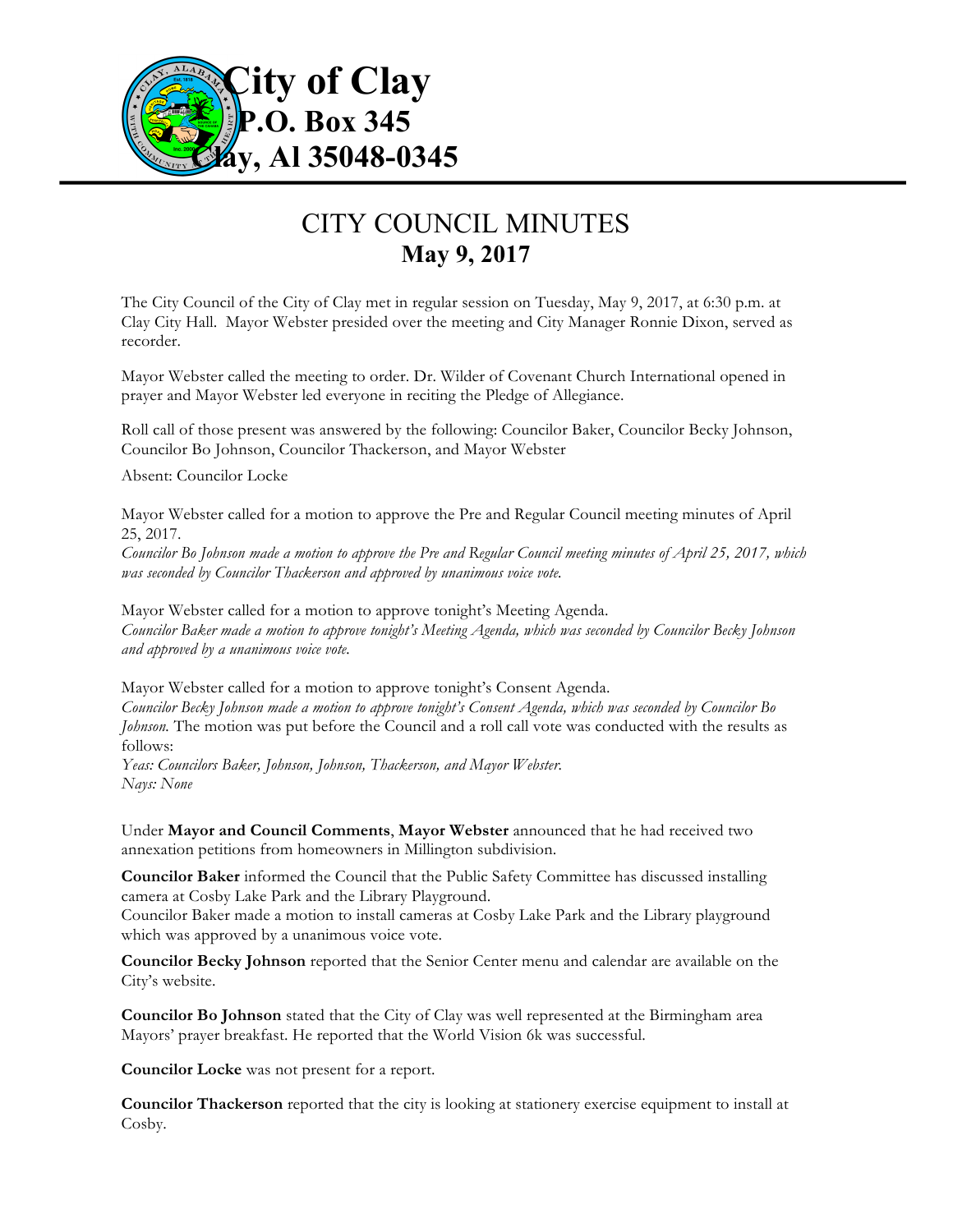# City of Clay

**P.O. Box 345**

**Clay, Al 35048-0345**

# CITY COUNCIL MINUTES

## May 9, 2017

The City Council of the City of Clay met in regular session on Tuesday, May 9, 2017, at 6:30 p.m. at Clay City Hall. Mayor Webster presided over the meeting and City Manager Ronnie Dixon, served as recorder.

Mayor Webster called the meeting to order. Dr. Wilder of Covenant Church International opened in prayer and Mayor Webster led everyone in reciting the Pledge of Allegiance.

Roll call of those present was answered by the following: Councilor Baker, Councilor Becky Johnson, Councilor Bo Johnson, Councilor Thackerson, and Mayor Webster

Absent: Councilor Locke

Mayor Webster called for a motion to approve the Pre and Regular Council meeting minutes of April 25, 2017.
*Councilor Bo Johnson made a motion to approve the Pre and Regular Council meeting minutes of April 25, 2017, which was seconded by Councilor Thackerson and approved by unanimous voice vote.*

Mayor Webster called for a motion to approve tonight's Meeting Agenda.
*Councilor Baker made a motion to approve tonight's Meeting Agenda, which was seconded by Councilor Becky Johnson and approved by a unanimous voice vote.*

Mayor Webster called for a motion to approve tonight's Consent Agenda.
*Councilor Becky Johnson made a motion to approve tonight's Consent Agenda, which was seconded by Councilor Bo Johnson.* The motion was put before the Council and a roll call vote was conducted with the results as follows:
*Yeas: Councilors Baker, Johnson, Johnson, Thackerson, and Mayor Webster.*
*Nays: None*

Under **Mayor and Council Comments**, **Mayor Webster** announced that he had received two annexation petitions from homeowners in Millington subdivision.

**Councilor Baker** informed the Council that the Public Safety Committee has discussed installing camera at Cosby Lake Park and the Library Playground.
Councilor Baker made a motion to install cameras at Cosby Lake Park and the Library playground which was approved by a unanimous voice vote.

**Councilor Becky Johnson** reported that the Senior Center menu and calendar are available on the City's website.

**Councilor Bo Johnson** stated that the City of Clay was well represented at the Birmingham area Mayors' prayer breakfast. He reported that the World Vision 6k was successful.

**Councilor Locke** was not present for a report.

**Councilor Thackerson** reported that the city is looking at stationery exercise equipment to install at Cosby.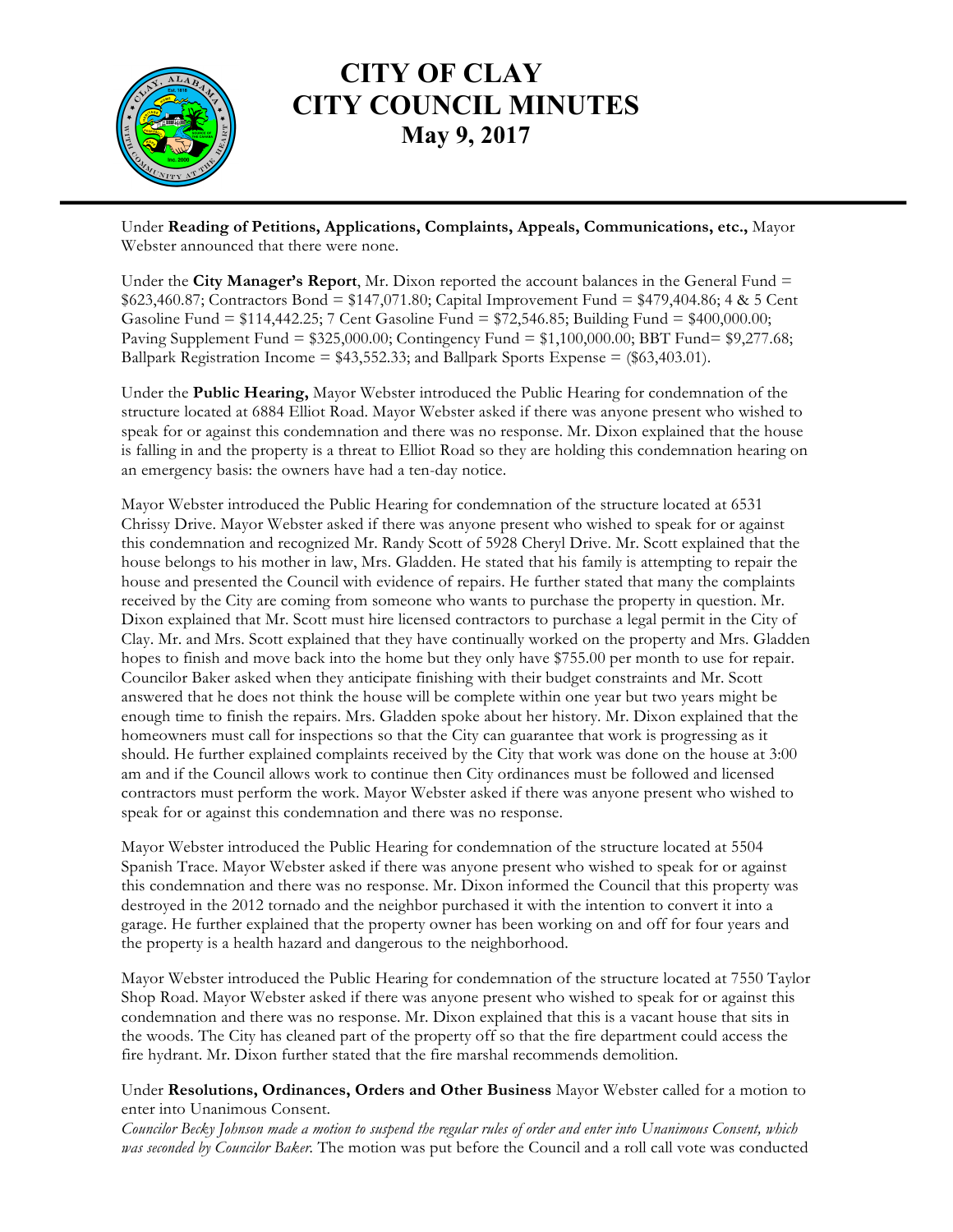# CITY OF CLAY
# CITY COUNCIL MINUTES
## May 9, 2017

Under **Reading of Petitions, Applications, Complaints, Appeals, Communications, etc.,** Mayor Webster announced that there were none.

Under the **City Manager's Report**, Mr. Dixon reported the account balances in the General Fund = $623,460.87; Contractors Bond = $147,071.80; Capital Improvement Fund = $479,404.86; 4 & 5 Cent Gasoline Fund = $114,442.25; 7 Cent Gasoline Fund = $72,546.85; Building Fund = $400,000.00; Paving Supplement Fund = $325,000.00; Contingency Fund = $1,100,000.00; BBT Fund= $9,277.68; Ballpark Registration Income = $43,552.33; and Ballpark Sports Expense = ($63,403.01).

Under the **Public Hearing,** Mayor Webster introduced the Public Hearing for condemnation of the structure located at 6884 Elliot Road. Mayor Webster asked if there was anyone present who wished to speak for or against this condemnation and there was no response. Mr. Dixon explained that the house is falling in and the property is a threat to Elliot Road so they are holding this condemnation hearing on an emergency basis: the owners have had a ten-day notice.

Mayor Webster introduced the Public Hearing for condemnation of the structure located at 6531 Chrissy Drive. Mayor Webster asked if there was anyone present who wished to speak for or against this condemnation and recognized Mr. Randy Scott of 5928 Cheryl Drive. Mr. Scott explained that the house belongs to his mother in law, Mrs. Gladden. He stated that his family is attempting to repair the house and presented the Council with evidence of repairs. He further stated that many the complaints received by the City are coming from someone who wants to purchase the property in question. Mr. Dixon explained that Mr. Scott must hire licensed contractors to purchase a legal permit in the City of Clay. Mr. and Mrs. Scott explained that they have continually worked on the property and Mrs. Gladden hopes to finish and move back into the home but they only have $755.00 per month to use for repair. Councilor Baker asked when they anticipate finishing with their budget constraints and Mr. Scott answered that he does not think the house will be complete within one year but two years might be enough time to finish the repairs. Mrs. Gladden spoke about her history. Mr. Dixon explained that the homeowners must call for inspections so that the City can guarantee that work is progressing as it should. He further explained complaints received by the City that work was done on the house at 3:00 am and if the Council allows work to continue then City ordinances must be followed and licensed contractors must perform the work. Mayor Webster asked if there was anyone present who wished to speak for or against this condemnation and there was no response.

Mayor Webster introduced the Public Hearing for condemnation of the structure located at 5504 Spanish Trace. Mayor Webster asked if there was anyone present who wished to speak for or against this condemnation and there was no response. Mr. Dixon informed the Council that this property was destroyed in the 2012 tornado and the neighbor purchased it with the intention to convert it into a garage. He further explained that the property owner has been working on and off for four years and the property is a health hazard and dangerous to the neighborhood.

Mayor Webster introduced the Public Hearing for condemnation of the structure located at 7550 Taylor Shop Road. Mayor Webster asked if there was anyone present who wished to speak for or against this condemnation and there was no response. Mr. Dixon explained that this is a vacant house that sits in the woods. The City has cleaned part of the property off so that the fire department could access the fire hydrant. Mr. Dixon further stated that the fire marshal recommends demolition.

Under **Resolutions, Ordinances, Orders and Other Business** Mayor Webster called for a motion to enter into Unanimous Consent.

*Councilor Becky Johnson made a motion to suspend the regular rules of order and enter into Unanimous Consent, which was seconded by Councilor Baker.* The motion was put before the Council and a roll call vote was conducted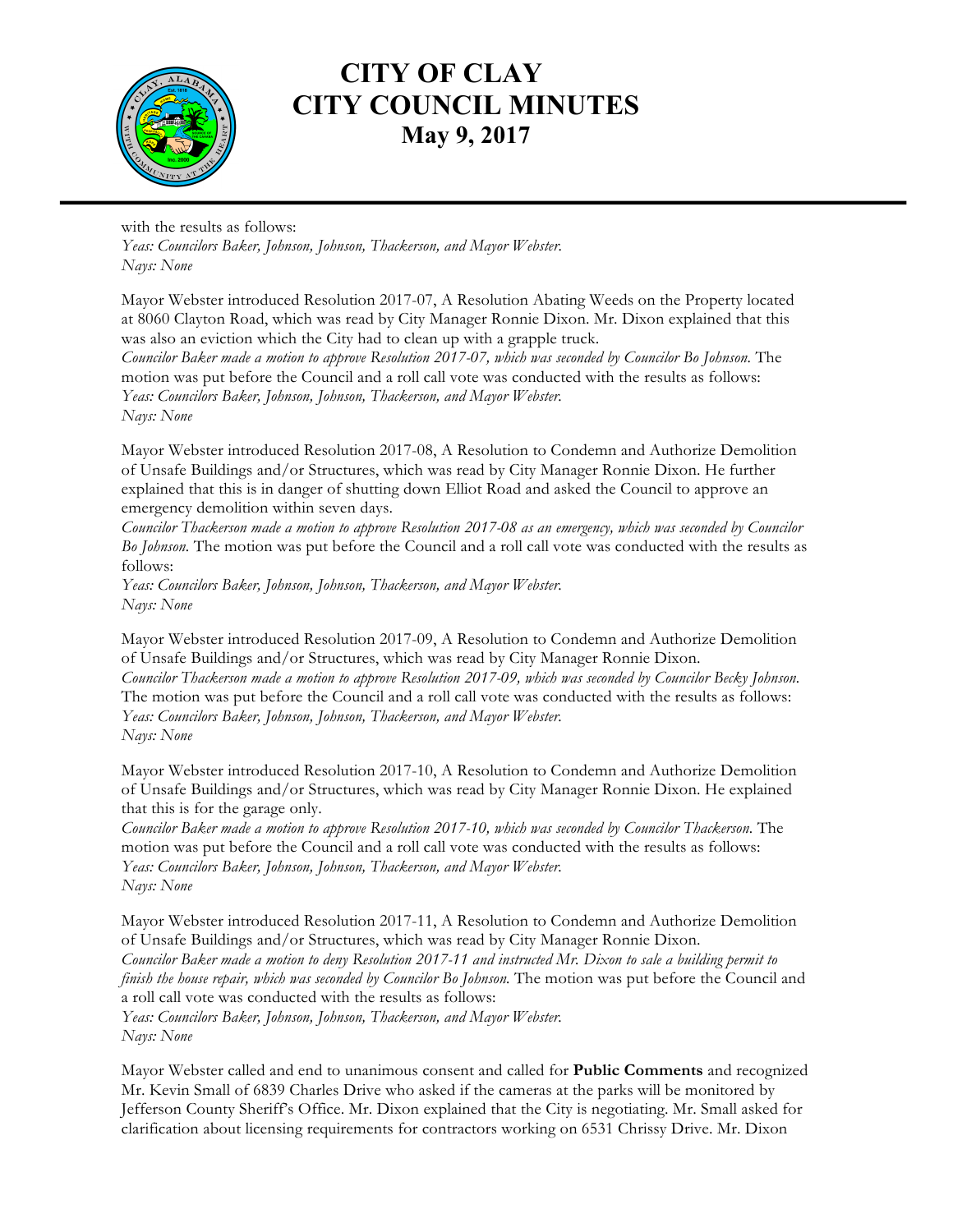with the results as follows:
*Yeas: Councilors Baker, Johnson, Johnson, Thackerson, and Mayor Webster.*
*Nays: None*

Mayor Webster introduced Resolution 2017-07, A Resolution Abating Weeds on the Property located at 8060 Clayton Road, which was read by City Manager Ronnie Dixon. Mr. Dixon explained that this was also an eviction which the City had to clean up with a grapple truck.
*Councilor Baker made a motion to approve Resolution 2017-07, which was seconded by Councilor Bo Johnson.* The motion was put before the Council and a roll call vote was conducted with the results as follows:
*Yeas: Councilors Baker, Johnson, Johnson, Thackerson, and Mayor Webster.*
*Nays: None*

Mayor Webster introduced Resolution 2017-08, A Resolution to Condemn and Authorize Demolition of Unsafe Buildings and/or Structures, which was read by City Manager Ronnie Dixon. He further explained that this is in danger of shutting down Elliot Road and asked the Council to approve an emergency demolition within seven days.
*Councilor Thackerson made a motion to approve Resolution 2017-08 as an emergency, which was seconded by Councilor Bo Johnson.* The motion was put before the Council and a roll call vote was conducted with the results as follows:
*Yeas: Councilors Baker, Johnson, Johnson, Thackerson, and Mayor Webster.*
*Nays: None*

Mayor Webster introduced Resolution 2017-09, A Resolution to Condemn and Authorize Demolition of Unsafe Buildings and/or Structures, which was read by City Manager Ronnie Dixon.
*Councilor Thackerson made a motion to approve Resolution 2017-09, which was seconded by Councilor Becky Johnson.* The motion was put before the Council and a roll call vote was conducted with the results as follows:
*Yeas: Councilors Baker, Johnson, Johnson, Thackerson, and Mayor Webster.*
*Nays: None*

Mayor Webster introduced Resolution 2017-10, A Resolution to Condemn and Authorize Demolition of Unsafe Buildings and/or Structures, which was read by City Manager Ronnie Dixon. He explained that this is for the garage only.
*Councilor Baker made a motion to approve Resolution 2017-10, which was seconded by Councilor Thackerson.* The motion was put before the Council and a roll call vote was conducted with the results as follows:
*Yeas: Councilors Baker, Johnson, Johnson, Thackerson, and Mayor Webster.*
*Nays: None*

Mayor Webster introduced Resolution 2017-11, A Resolution to Condemn and Authorize Demolition of Unsafe Buildings and/or Structures, which was read by City Manager Ronnie Dixon.
*Councilor Baker made a motion to deny Resolution 2017-11 and instructed Mr. Dixon to sale a building permit to finish the house repair, which was seconded by Councilor Bo Johnson.* The motion was put before the Council and a roll call vote was conducted with the results as follows:
*Yeas: Councilors Baker, Johnson, Johnson, Thackerson, and Mayor Webster.*
*Nays: None*

Mayor Webster called and end to unanimous consent and called for **Public Comments** and recognized Mr. Kevin Small of 6839 Charles Drive who asked if the cameras at the parks will be monitored by Jefferson County Sheriff's Office. Mr. Dixon explained that the City is negotiating. Mr. Small asked for clarification about licensing requirements for contractors working on 6531 Chrissy Drive. Mr. Dixon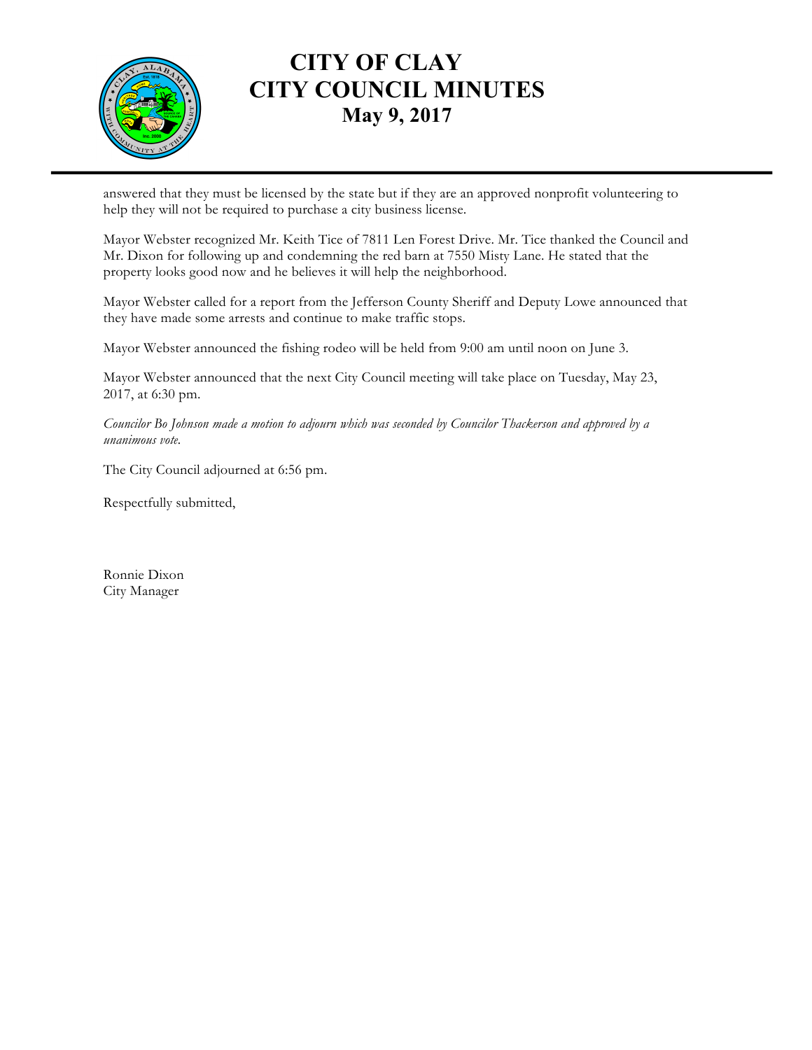answered that they must be licensed by the state but if they are an approved nonprofit volunteering to help they will not be required to purchase a city business license.

Mayor Webster recognized Mr. Keith Tice of 7811 Len Forest Drive. Mr. Tice thanked the Council and Mr. Dixon for following up and condemning the red barn at 7550 Misty Lane. He stated that the property looks good now and he believes it will help the neighborhood.

Mayor Webster called for a report from the Jefferson County Sheriff and Deputy Lowe announced that they have made some arrests and continue to make traffic stops.

Mayor Webster announced the fishing rodeo will be held from 9:00 am until noon on June 3.

Mayor Webster announced that the next City Council meeting will take place on Tuesday, May 23, 2017, at 6:30 pm.

*Councilor Bo Johnson made a motion to adjourn which was seconded by Councilor Thackerson and approved by a unanimous vote.*

The City Council adjourned at 6:56 pm.

Respectfully submitted,

Ronnie Dixon
City Manager